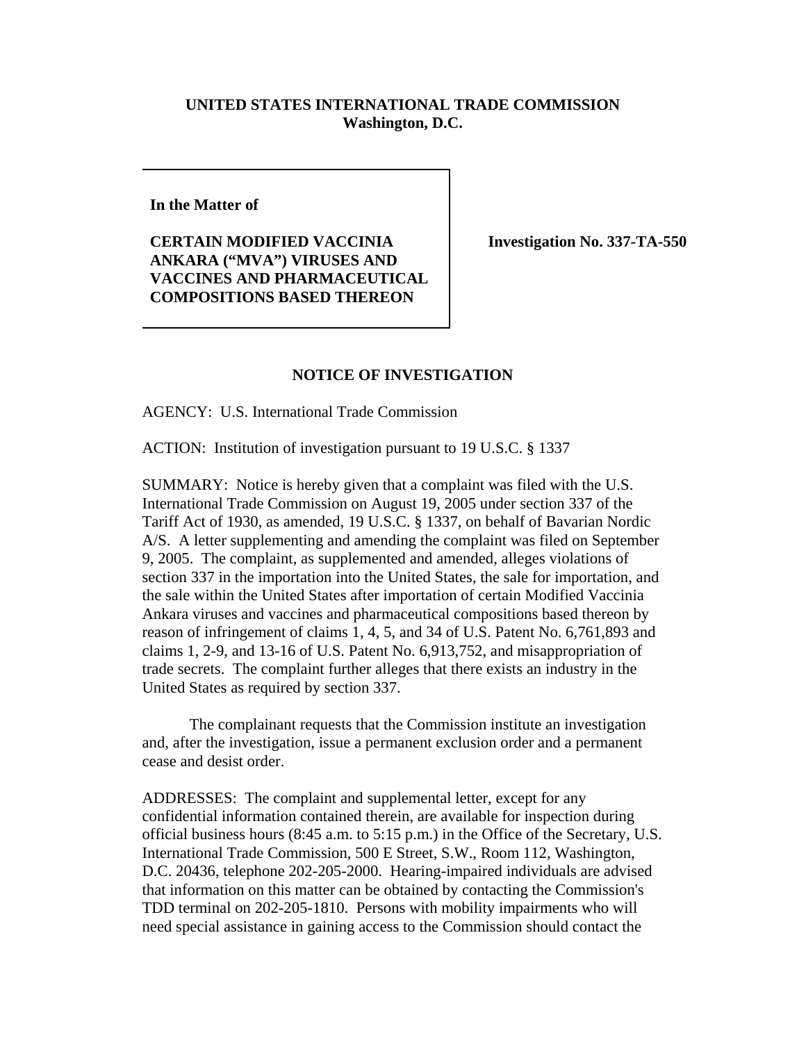**UNITED STATES INTERNATIONAL TRADE COMMISSION**
**Washington, D.C.**

| **In the Matter of**<br><br>**CERTAIN MODIFIED VACCINIA ANKARA ("MVA") VIRUSES AND VACCINES AND PHARMACEUTICAL COMPOSITIONS BASED THEREON** | **Investigation No. 337-TA-550** |
|---|---|

## NOTICE OF INVESTIGATION

AGENCY: U.S. International Trade Commission

ACTION: Institution of investigation pursuant to 19 U.S.C. § 1337

SUMMARY: Notice is hereby given that a complaint was filed with the U.S. International Trade Commission on August 19, 2005 under section 337 of the Tariff Act of 1930, as amended, 19 U.S.C. § 1337, on behalf of Bavarian Nordic A/S. A letter supplementing and amending the complaint was filed on September 9, 2005. The complaint, as supplemented and amended, alleges violations of section 337 in the importation into the United States, the sale for importation, and the sale within the United States after importation of certain Modified Vaccinia Ankara viruses and vaccines and pharmaceutical compositions based thereon by reason of infringement of claims 1, 4, 5, and 34 of U.S. Patent No. 6,761,893 and claims 1, 2-9, and 13-16 of U.S. Patent No. 6,913,752, and misappropriation of trade secrets. The complaint further alleges that there exists an industry in the United States as required by section 337.

The complainant requests that the Commission institute an investigation and, after the investigation, issue a permanent exclusion order and a permanent cease and desist order.

ADDRESSES: The complaint and supplemental letter, except for any confidential information contained therein, are available for inspection during official business hours (8:45 a.m. to 5:15 p.m.) in the Office of the Secretary, U.S. International Trade Commission, 500 E Street, S.W., Room 112, Washington, D.C. 20436, telephone 202-205-2000. Hearing-impaired individuals are advised that information on this matter can be obtained by contacting the Commission's TDD terminal on 202-205-1810. Persons with mobility impairments who will need special assistance in gaining access to the Commission should contact the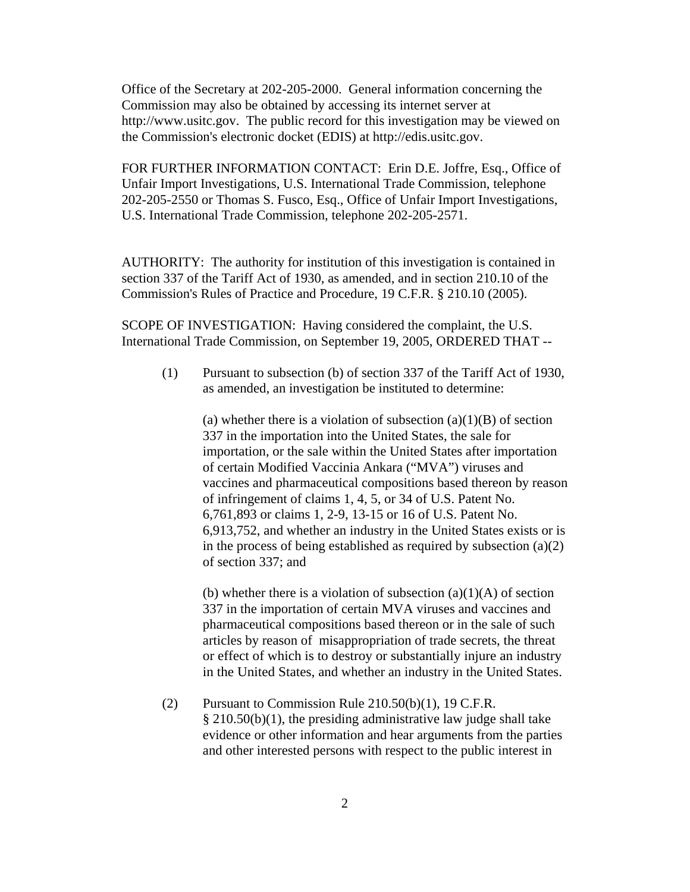Office of the Secretary at 202-205-2000. General information concerning the Commission may also be obtained by accessing its internet server at http://www.usitc.gov. The public record for this investigation may be viewed on the Commission's electronic docket (EDIS) at http://edis.usitc.gov.

FOR FURTHER INFORMATION CONTACT: Erin D.E. Joffre, Esq., Office of Unfair Import Investigations, U.S. International Trade Commission, telephone 202-205-2550 or Thomas S. Fusco, Esq., Office of Unfair Import Investigations, U.S. International Trade Commission, telephone 202-205-2571.

AUTHORITY: The authority for institution of this investigation is contained in section 337 of the Tariff Act of 1930, as amended, and in section 210.10 of the Commission's Rules of Practice and Procedure, 19 C.F.R. § 210.10 (2005).

SCOPE OF INVESTIGATION: Having considered the complaint, the U.S. International Trade Commission, on September 19, 2005, ORDERED THAT --

(1) Pursuant to subsection (b) of section 337 of the Tariff Act of 1930, as amended, an investigation be instituted to determine:

(a) whether there is a violation of subsection (a)(1)(B) of section 337 in the importation into the United States, the sale for importation, or the sale within the United States after importation of certain Modified Vaccinia Ankara ("MVA") viruses and vaccines and pharmaceutical compositions based thereon by reason of infringement of claims 1, 4, 5, or 34 of U.S. Patent No. 6,761,893 or claims 1, 2-9, 13-15 or 16 of U.S. Patent No. 6,913,752, and whether an industry in the United States exists or is in the process of being established as required by subsection (a)(2) of section 337; and

(b) whether there is a violation of subsection (a)(1)(A) of section 337 in the importation of certain MVA viruses and vaccines and pharmaceutical compositions based thereon or in the sale of such articles by reason of misappropriation of trade secrets, the threat or effect of which is to destroy or substantially injure an industry in the United States, and whether an industry in the United States.

(2) Pursuant to Commission Rule 210.50(b)(1), 19 C.F.R. § 210.50(b)(1), the presiding administrative law judge shall take evidence or other information and hear arguments from the parties and other interested persons with respect to the public interest in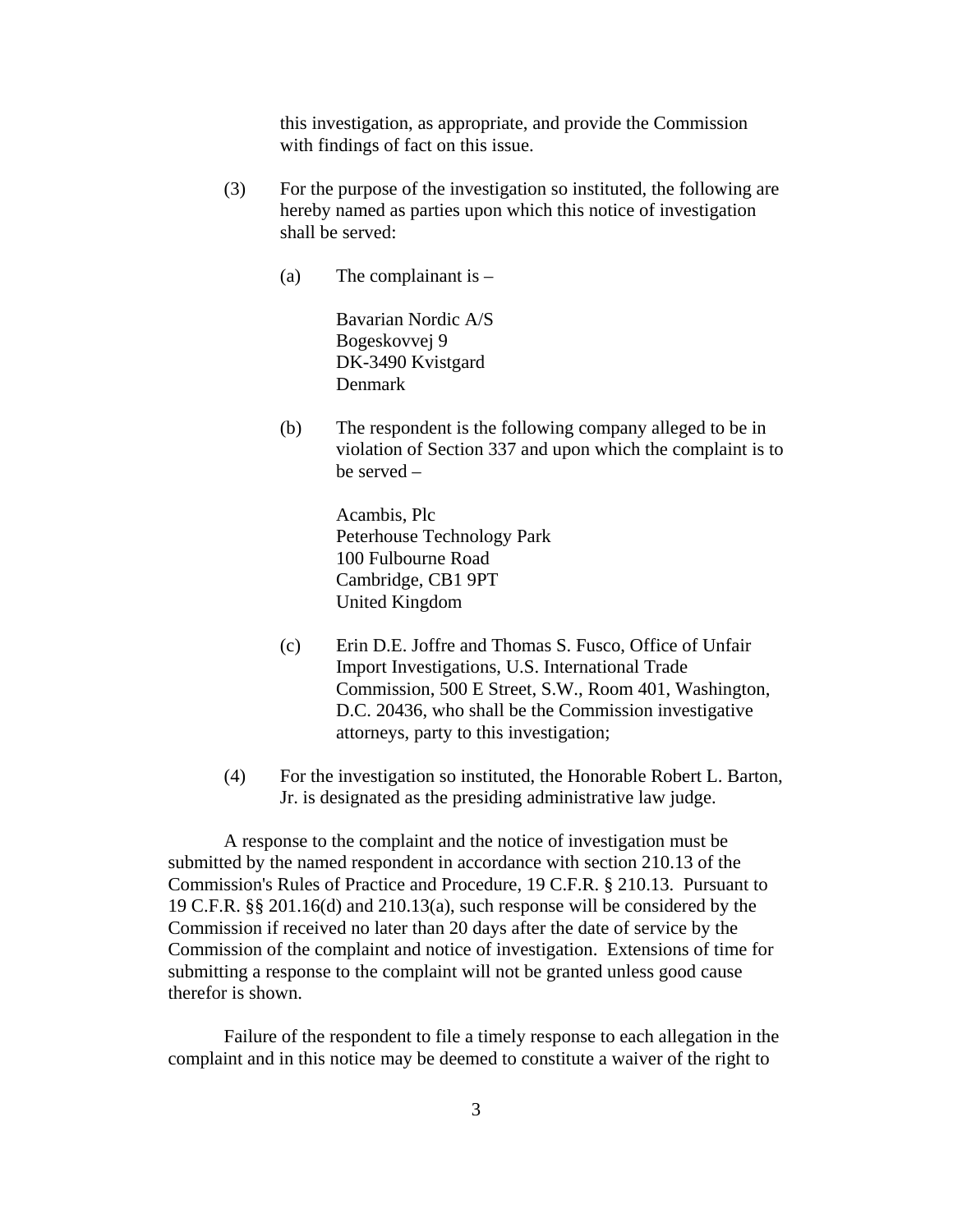this investigation, as appropriate, and provide the Commission with findings of fact on this issue.

(3) For the purpose of the investigation so instituted, the following are hereby named as parties upon which this notice of investigation shall be served:

(a) The complainant is –

Bavarian Nordic A/S
Bogeskovvej 9
DK-3490 Kvistgard
Denmark

(b) The respondent is the following company alleged to be in violation of Section 337 and upon which the complaint is to be served –

Acambis, Plc
Peterhouse Technology Park
100 Fulbourne Road
Cambridge, CB1 9PT
United Kingdom

(c) Erin D.E. Joffre and Thomas S. Fusco, Office of Unfair Import Investigations, U.S. International Trade Commission, 500 E Street, S.W., Room 401, Washington, D.C. 20436, who shall be the Commission investigative attorneys, party to this investigation;

(4) For the investigation so instituted, the Honorable Robert L. Barton, Jr. is designated as the presiding administrative law judge.

A response to the complaint and the notice of investigation must be submitted by the named respondent in accordance with section 210.13 of the Commission's Rules of Practice and Procedure, 19 C.F.R. § 210.13. Pursuant to 19 C.F.R. §§ 201.16(d) and 210.13(a), such response will be considered by the Commission if received no later than 20 days after the date of service by the Commission of the complaint and notice of investigation. Extensions of time for submitting a response to the complaint will not be granted unless good cause therefor is shown.

Failure of the respondent to file a timely response to each allegation in the complaint and in this notice may be deemed to constitute a waiver of the right to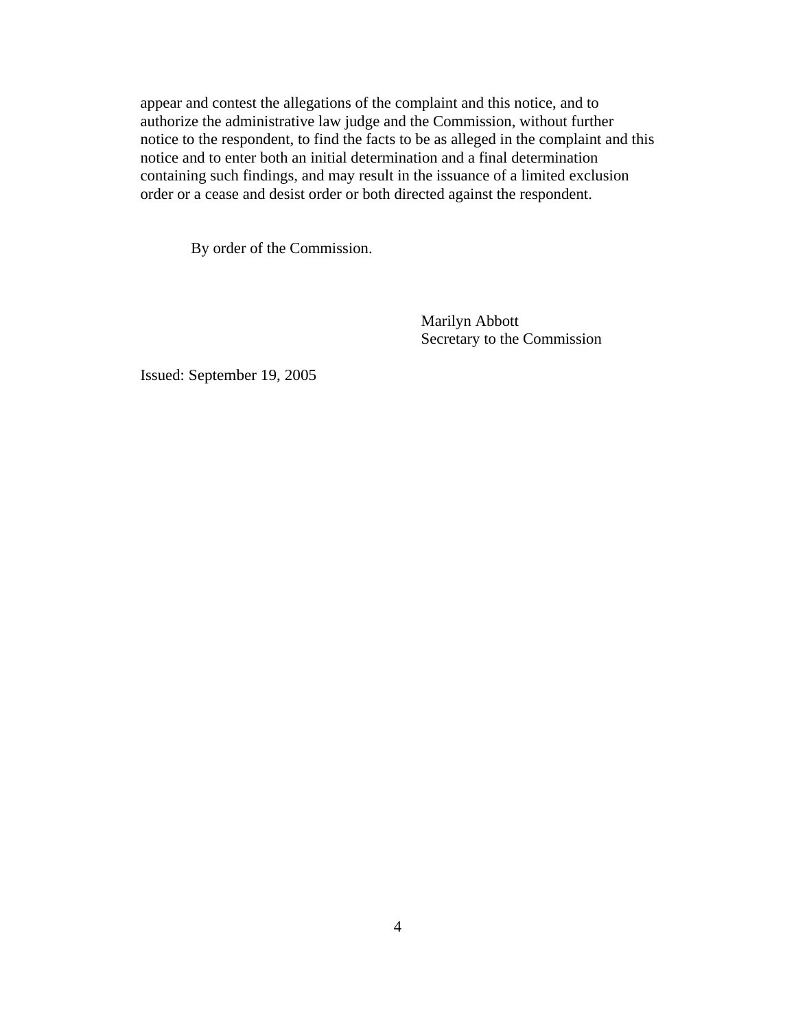appear and contest the allegations of the complaint and this notice, and to authorize the administrative law judge and the Commission, without further notice to the respondent, to find the facts to be as alleged in the complaint and this notice and to enter both an initial determination and a final determination containing such findings, and may result in the issuance of a limited exclusion order or a cease and desist order or both directed against the respondent.

By order of the Commission.

Marilyn Abbott
Secretary to the Commission

Issued: September 19, 2005